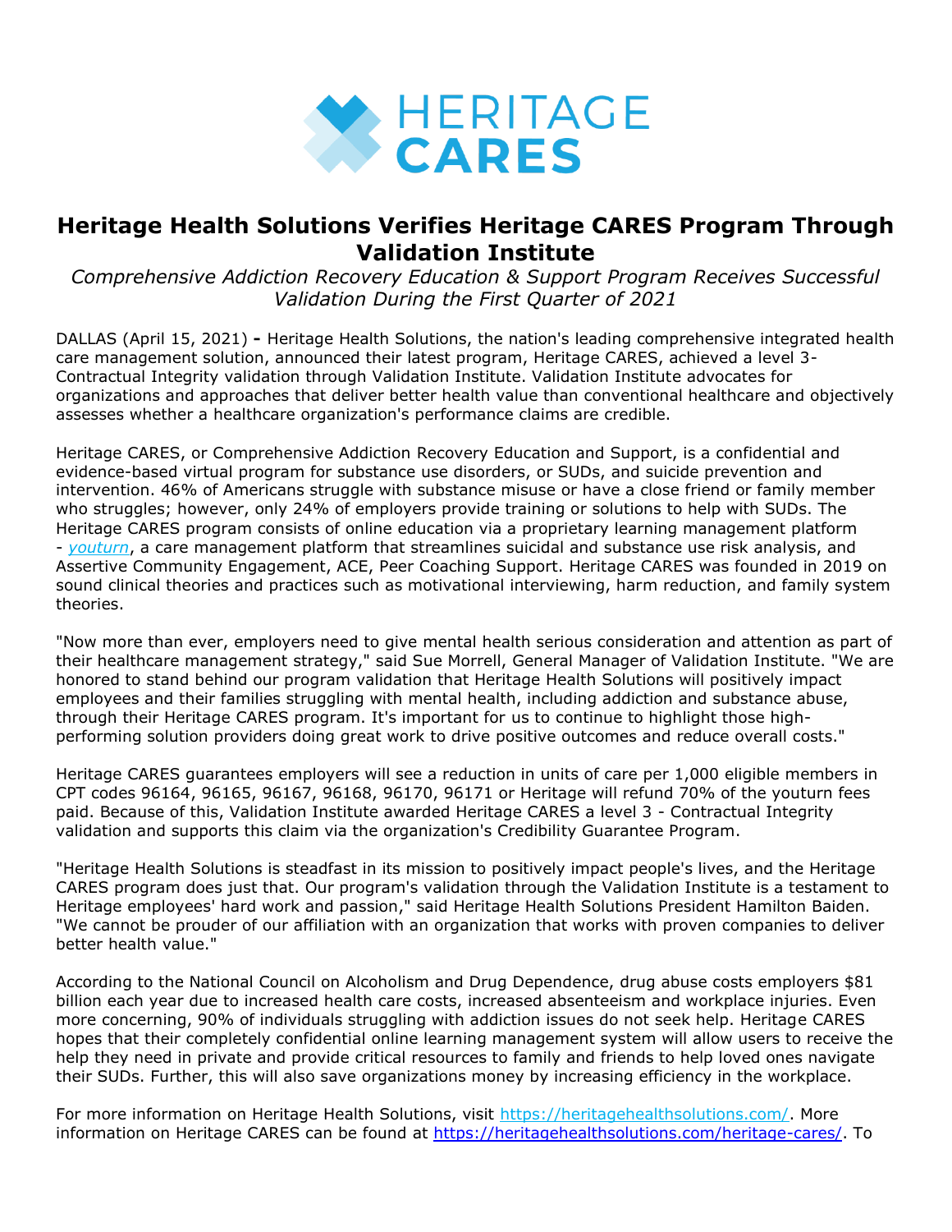HERITAGE CARES

# Heritage Health Solutions Verifies Heritage CARES Program Through Validation Institute

*Comprehensive Addiction Recovery Education & Support Program Receives Successful Validation During the First Quarter of 2021*

DALLAS (April 15, 2021) **-** Heritage Health Solutions, the nation's leading comprehensive integrated health care management solution, announced their latest program, Heritage CARES, achieved a level 3-Contractual Integrity validation through Validation Institute. Validation Institute advocates for organizations and approaches that deliver better health value than conventional healthcare and objectively assesses whether a healthcare organization's performance claims are credible.

Heritage CARES, or Comprehensive Addiction Recovery Education and Support, is a confidential and evidence-based virtual program for substance use disorders, or SUDs, and suicide prevention and intervention. 46% of Americans struggle with substance misuse or have a close friend or family member who struggles; however, only 24% of employers provide training or solutions to help with SUDs. The Heritage CARES program consists of online education via a proprietary learning management platform - *youturn*, a care management platform that streamlines suicidal and substance use risk analysis, and Assertive Community Engagement, ACE, Peer Coaching Support. Heritage CARES was founded in 2019 on sound clinical theories and practices such as motivational interviewing, harm reduction, and family system theories.

"Now more than ever, employers need to give mental health serious consideration and attention as part of their healthcare management strategy," said Sue Morrell, General Manager of Validation Institute. "We are honored to stand behind our program validation that Heritage Health Solutions will positively impact employees and their families struggling with mental health, including addiction and substance abuse, through their Heritage CARES program. It's important for us to continue to highlight those high-performing solution providers doing great work to drive positive outcomes and reduce overall costs."

Heritage CARES guarantees employers will see a reduction in units of care per 1,000 eligible members in CPT codes 96164, 96165, 96167, 96168, 96170, 96171 or Heritage will refund 70% of the youturn fees paid. Because of this, Validation Institute awarded Heritage CARES a level 3 - Contractual Integrity validation and supports this claim via the organization's Credibility Guarantee Program.

"Heritage Health Solutions is steadfast in its mission to positively impact people's lives, and the Heritage CARES program does just that. Our program's validation through the Validation Institute is a testament to Heritage employees' hard work and passion," said Heritage Health Solutions President Hamilton Baiden. "We cannot be prouder of our affiliation with an organization that works with proven companies to deliver better health value."

According to the National Council on Alcoholism and Drug Dependence, drug abuse costs employers $81 billion each year due to increased health care costs, increased absenteeism and workplace injuries. Even more concerning, 90% of individuals struggling with addiction issues do not seek help. Heritage CARES hopes that their completely confidential online learning management system will allow users to receive the help they need in private and provide critical resources to family and friends to help loved ones navigate their SUDs. Further, this will also save organizations money by increasing efficiency in the workplace.

For more information on Heritage Health Solutions, visit https://heritagehealthsolutions.com/. More information on Heritage CARES can be found at https://heritagehealthsolutions.com/heritage-cares/. To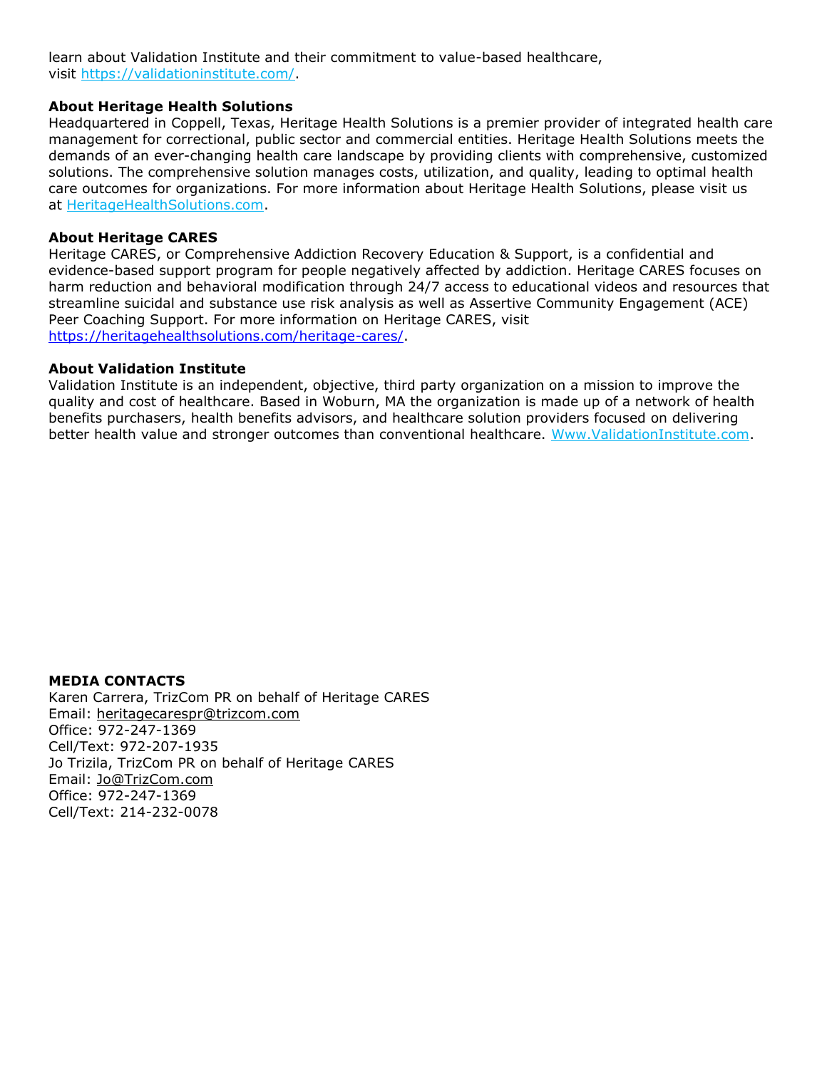learn about Validation Institute and their commitment to value-based healthcare, visit https://validationinstitute.com/.

**About Heritage Health Solutions**
Headquartered in Coppell, Texas, Heritage Health Solutions is a premier provider of integrated health care management for correctional, public sector and commercial entities. Heritage Health Solutions meets the demands of an ever-changing health care landscape by providing clients with comprehensive, customized solutions. The comprehensive solution manages costs, utilization, and quality, leading to optimal health care outcomes for organizations. For more information about Heritage Health Solutions, please visit us at HeritageHealthSolutions.com.

**About Heritage CARES**
Heritage CARES, or Comprehensive Addiction Recovery Education & Support, is a confidential and evidence-based support program for people negatively affected by addiction. Heritage CARES focuses on harm reduction and behavioral modification through 24/7 access to educational videos and resources that streamline suicidal and substance use risk analysis as well as Assertive Community Engagement (ACE) Peer Coaching Support. For more information on Heritage CARES, visit https://heritagehealthsolutions.com/heritage-cares/.

**About Validation Institute**
Validation Institute is an independent, objective, third party organization on a mission to improve the quality and cost of healthcare. Based in Woburn, MA the organization is made up of a network of health benefits purchasers, health benefits advisors, and healthcare solution providers focused on delivering better health value and stronger outcomes than conventional healthcare. Www.ValidationInstitute.com.

**MEDIA CONTACTS**
Karen Carrera, TrizCom PR on behalf of Heritage CARES
Email: heritagecarespr@trizcom.com
Office: 972-247-1369
Cell/Text: 972-207-1935
Jo Trizila, TrizCom PR on behalf of Heritage CARES
Email: Jo@TrizCom.com
Office: 972-247-1369
Cell/Text: 214-232-0078